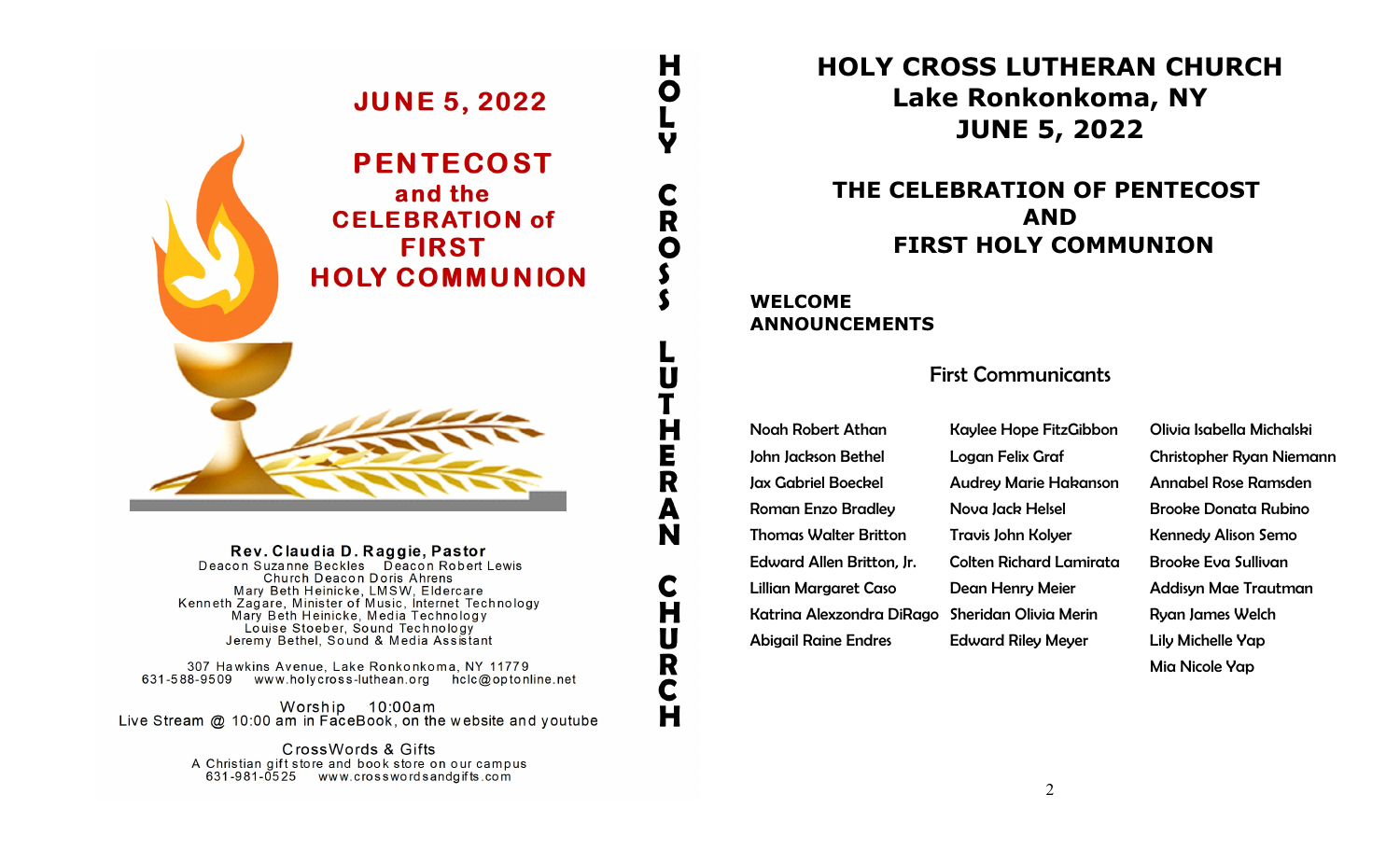# JUNE 5, 2022

## PENTECOST and the CELEBRATION of FIRST HOLY COMMUNION

**Rev. Claudia D. Raggie, Pastor**
Deacon Suzanne Beckles Deacon Robert Lewis
Church Deacon Doris Ahrens
Mary Beth Heinicke, LMSW, Eldercare
Kenneth Zagare, Minister of Music, Internet Technology
Mary Beth Heinicke, Media Technology
Louise Stoeber, Sound Technology
Jeremy Bethel, Sound & Media Assistant

307 Hawkins Avenue, Lake Ronkonkoma, NY 11779
631-588-9509 www.holycross-luthean.org hclc@optonline.net

Worship 10:00am
Live Stream @ 10:00 am in FaceBook, on the website and youtube

CrossWords & Gifts
A Christian gift store and book store on our campus
631-981-0525 www.crosswordsandgifts.com

HOLY CROSS LUTHERAN CHURCH

# HOLY CROSS LUTHERAN CHURCH
# Lake Ronkonkoma, NY
# JUNE 5, 2022

## THE CELEBRATION OF PENTECOST AND FIRST HOLY COMMUNION

**WELCOME**
**ANNOUNCEMENTS**

### First Communicants

Noah Robert Athan
John Jackson Bethel
Jax Gabriel Boeckel
Roman Enzo Bradley
Thomas Walter Britton
Edward Allen Britton, Jr.
Lillian Margaret Caso
Katrina Alexzondra DiRago
Abigail Raine Endres
Kaylee Hope FitzGibbon
Logan Felix Graf
Audrey Marie Hakanson
Nova Jack Helsel
Travis John Kolyer
Colten Richard Lamirata
Dean Henry Meier
Sheridan Olivia Merin
Edward Riley Meyer
Olivia Isabella Michalski
Christopher Ryan Niemann
Annabel Rose Ramsden
Brooke Donata Rubino
Kennedy Alison Semo
Brooke Eva Sullivan
Addisyn Mae Trautman
Ryan James Welch
Lily Michelle Yap
Mia Nicole Yap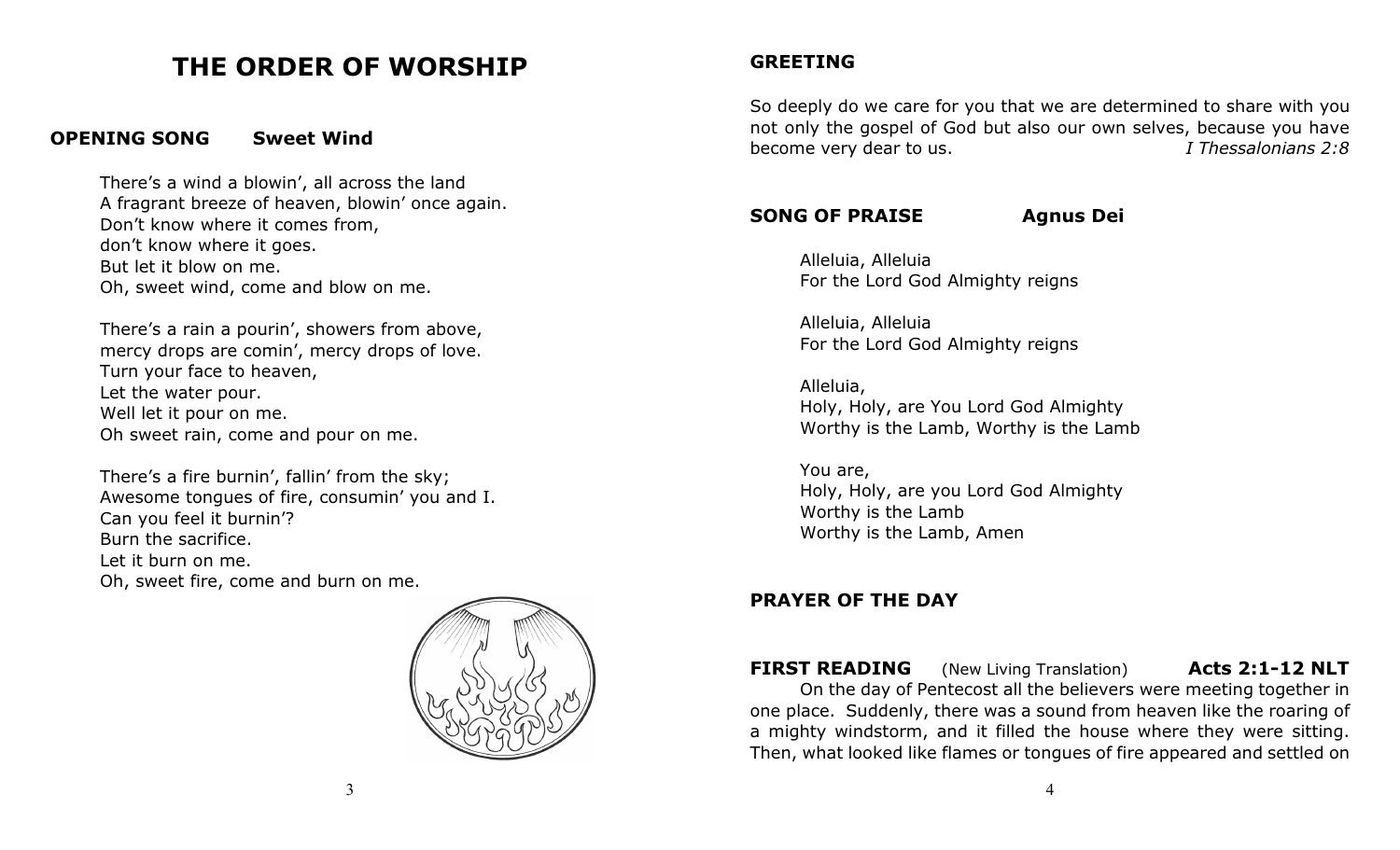# THE ORDER OF WORSHIP

**OPENING SONG Sweet Wind**

There's a wind a blowin', all across the land
A fragrant breeze of heaven, blowin' once again.
Don't know where it comes from,
don't know where it goes.
But let it blow on me.
Oh, sweet wind, come and blow on me.

There's a rain a pourin', showers from above,
mercy drops are comin', mercy drops of love.
Turn your face to heaven,
Let the water pour.
Well let it pour on me.
Oh sweet rain, come and pour on me.

There's a fire burnin', fallin' from the sky;
Awesome tongues of fire, consumin' you and I.
Can you feel it burnin'?
Burn the sacrifice.
Let it burn on me.
Oh, sweet fire, come and burn on me.

**GREETING**

So deeply do we care for you that we are determined to share with you not only the gospel of God but also our own selves, because you have become very dear to us. *I Thessalonians 2:8*

**SONG OF PRAISE Agnus Dei**

Alleluia, Alleluia
For the Lord God Almighty reigns

Alleluia, Alleluia
For the Lord God Almighty reigns

Alleluia,
Holy, Holy, are You Lord God Almighty
Worthy is the Lamb, Worthy is the Lamb

You are,
Holy, Holy, are you Lord God Almighty
Worthy is the Lamb
Worthy is the Lamb, Amen

**PRAYER OF THE DAY**

**FIRST READING** (New Living Translation) **Acts 2:1-12 NLT**

On the day of Pentecost all the believers were meeting together in one place. Suddenly, there was a sound from heaven like the roaring of a mighty windstorm, and it filled the house where they were sitting. Then, what looked like flames or tongues of fire appeared and settled on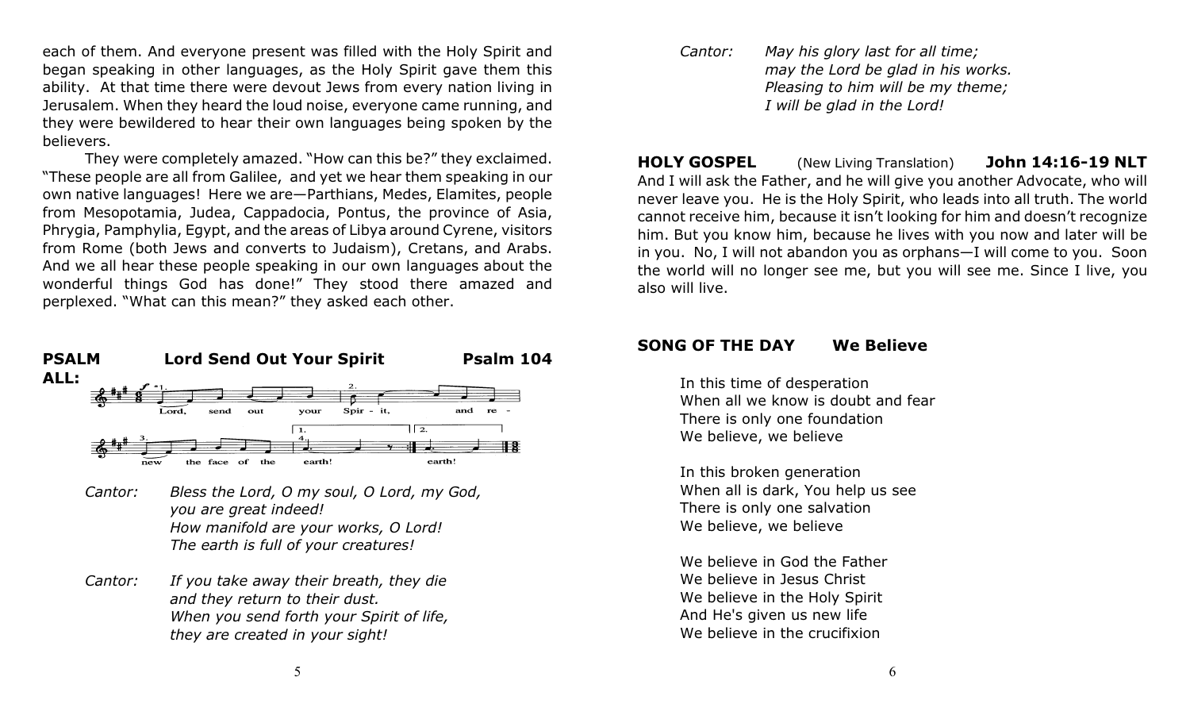each of them. And everyone present was filled with the Holy Spirit and began speaking in other languages, as the Holy Spirit gave them this ability. At that time there were devout Jews from every nation living in Jerusalem. When they heard the loud noise, everyone came running, and they were bewildered to hear their own languages being spoken by the believers.

They were completely amazed. "How can this be?" they exclaimed. "These people are all from Galilee, and yet we hear them speaking in our own native languages! Here we are—Parthians, Medes, Elamites, people from Mesopotamia, Judea, Cappadocia, Pontus, the province of Asia, Phrygia, Pamphylia, Egypt, and the areas of Libya around Cyrene, visitors from Rome (both Jews and converts to Judaism), Cretans, and Arabs. And we all hear these people speaking in our own languages about the wonderful things God has done!" They stood there amazed and perplexed. "What can this mean?" they asked each other.

**PSALM Lord Send Out Your Spirit Psalm 104**

**ALL:**

Lord, send out your Spir - it, and re - new the face of the earth! earth!

*Cantor:* *Bless the Lord, O my soul, O Lord, my God,*
*you are great indeed!*
*How manifold are your works, O Lord!*
*The earth is full of your creatures!*

*Cantor:* *If you take away their breath, they die*
*and they return to their dust.*
*When you send forth your Spirit of life,*
*they are created in your sight!*

*Cantor:* *May his glory last for all time;*
*may the Lord be glad in his works.*
*Pleasing to him will be my theme;*
*I will be glad in the Lord!*

**HOLY GOSPEL** (New Living Translation) **John 14:16-19 NLT**

And I will ask the Father, and he will give you another Advocate, who will never leave you. He is the Holy Spirit, who leads into all truth. The world cannot receive him, because it isn't looking for him and doesn't recognize him. But you know him, because he lives with you now and later will be in you. No, I will not abandon you as orphans—I will come to you. Soon the world will no longer see me, but you will see me. Since I live, you also will live.

**SONG OF THE DAY We Believe**

In this time of desperation
When all we know is doubt and fear
There is only one foundation
We believe, we believe

In this broken generation
When all is dark, You help us see
There is only one salvation
We believe, we believe

We believe in God the Father
We believe in Jesus Christ
We believe in the Holy Spirit
And He's given us new life
We believe in the crucifixion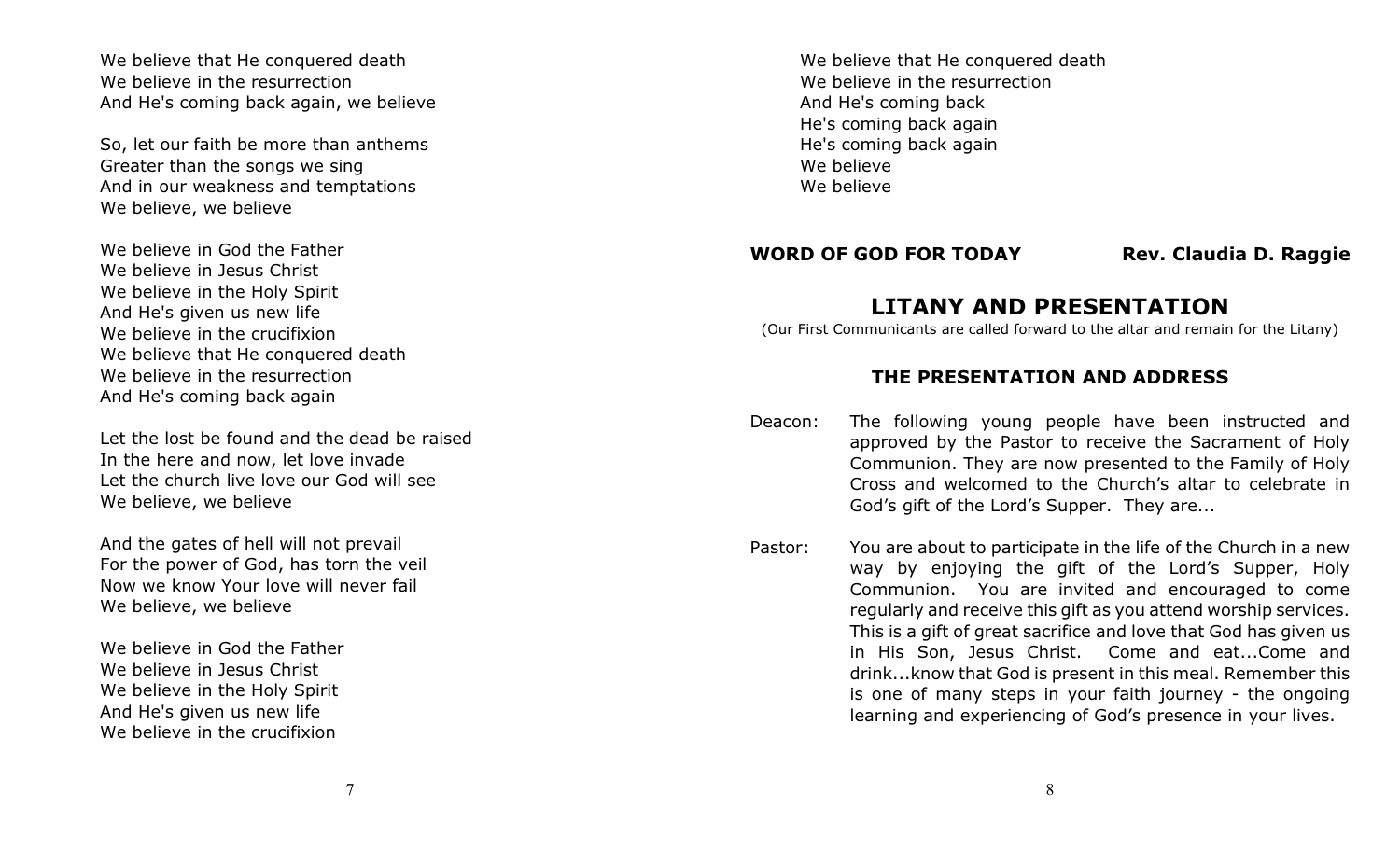We believe that He conquered death
We believe in the resurrection
And He's coming back again, we believe

So, let our faith be more than anthems
Greater than the songs we sing
And in our weakness and temptations
We believe, we believe

We believe in God the Father
We believe in Jesus Christ
We believe in the Holy Spirit
And He's given us new life
We believe in the crucifixion
We believe that He conquered death
We believe in the resurrection
And He's coming back again

Let the lost be found and the dead be raised
In the here and now, let love invade
Let the church live love our God will see
We believe, we believe

And the gates of hell will not prevail
For the power of God, has torn the veil
Now we know Your love will never fail
We believe, we believe

We believe in God the Father
We believe in Jesus Christ
We believe in the Holy Spirit
And He's given us new life
We believe in the crucifixion
We believe that He conquered death
We believe in the resurrection
And He's coming back
He's coming back again
He's coming back again
We believe
We believe

**WORD OF GOD FOR TODAY** **Rev. Claudia D. Raggie**

## LITANY AND PRESENTATION

(Our First Communicants are called forward to the altar and remain for the Litany)

### THE PRESENTATION AND ADDRESS

Deacon: The following young people have been instructed and approved by the Pastor to receive the Sacrament of Holy Communion. They are now presented to the Family of Holy Cross and welcomed to the Church's altar to celebrate in God's gift of the Lord's Supper. They are...

Pastor: You are about to participate in the life of the Church in a new way by enjoying the gift of the Lord's Supper, Holy Communion. You are invited and encouraged to come regularly and receive this gift as you attend worship services. This is a gift of great sacrifice and love that God has given us in His Son, Jesus Christ. Come and eat...Come and drink...know that God is present in this meal. Remember this is one of many steps in your faith journey - the ongoing learning and experiencing of God's presence in your lives.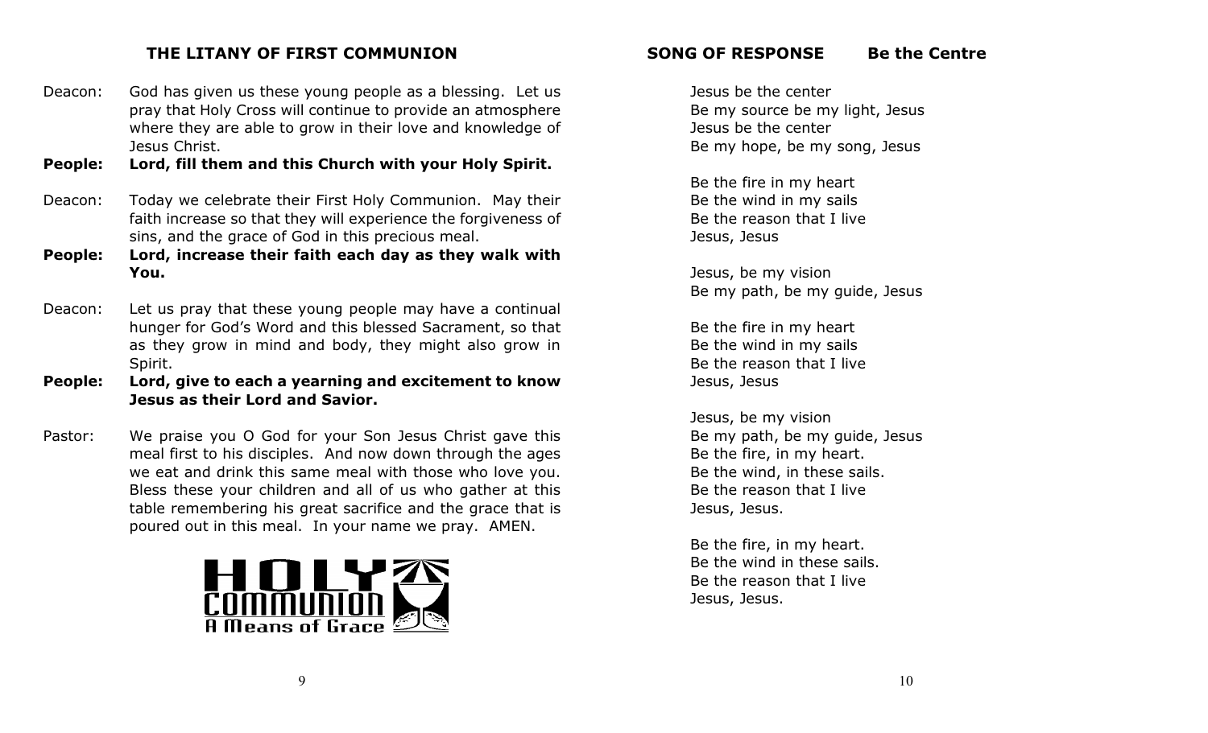## THE LITANY OF FIRST COMMUNION

Deacon: God has given us these young people as a blessing. Let us pray that Holy Cross will continue to provide an atmosphere where they are able to grow in their love and knowledge of Jesus Christ.

**People: Lord, fill them and this Church with your Holy Spirit.**

Deacon: Today we celebrate their First Holy Communion. May their faith increase so that they will experience the forgiveness of sins, and the grace of God in this precious meal.

**People: Lord, increase their faith each day as they walk with You.**

Deacon: Let us pray that these young people may have a continual hunger for God's Word and this blessed Sacrament, so that as they grow in mind and body, they might also grow in Spirit.

**People: Lord, give to each a yearning and excitement to know Jesus as their Lord and Savior.**

Pastor: We praise you O God for your Son Jesus Christ gave this meal first to his disciples. And now down through the ages we eat and drink this same meal with those who love you. Bless these your children and all of us who gather at this table remembering his great sacrifice and the grace that is poured out in this meal. In your name we pray. AMEN.

HOLY COMMUNION
A Means of Grace

## SONG OF RESPONSE Be the Centre

Jesus be the center
Be my source be my light, Jesus
Jesus be the center
Be my hope, be my song, Jesus

Be the fire in my heart
Be the wind in my sails
Be the reason that I live
Jesus, Jesus

Jesus, be my vision
Be my path, be my guide, Jesus

Be the fire in my heart
Be the wind in my sails
Be the reason that I live
Jesus, Jesus

Jesus, be my vision
Be my path, be my guide, Jesus
Be the fire, in my heart.
Be the wind, in these sails.
Be the reason that I live
Jesus, Jesus.

Be the fire, in my heart.
Be the wind in these sails.
Be the reason that I live
Jesus, Jesus.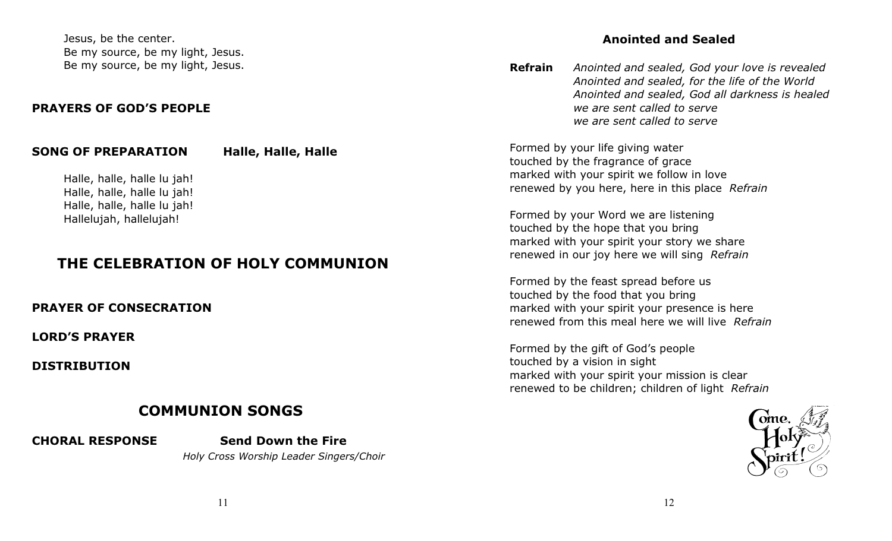Jesus, be the center.
Be my source, be my light, Jesus.
Be my source, be my light, Jesus.

**PRAYERS OF GOD'S PEOPLE**

**SONG OF PREPARATION** **Halle, Halle, Halle**

Halle, halle, halle lu jah!
Halle, halle, halle lu jah!
Halle, halle, halle lu jah!
Hallelujah, hallelujah!

# THE CELEBRATION OF HOLY COMMUNION

**PRAYER OF CONSECRATION**

**LORD'S PRAYER**

**DISTRIBUTION**

## COMMUNION SONGS

**CHORAL RESPONSE** **Send Down the Fire**
*Holy Cross Worship Leader Singers/Choir*

### Anointed and Sealed

**Refrain** *Anointed and sealed, God your love is revealed*
*Anointed and sealed, for the life of the World*
*Anointed and sealed, God all darkness is healed*
*we are sent called to serve*
*we are sent called to serve*

Formed by your life giving water
touched by the fragrance of grace
marked with your spirit we follow in love
renewed by you here, here in this place *Refrain*

Formed by your Word we are listening
touched by the hope that you bring
marked with your spirit your story we share
renewed in our joy here we will sing *Refrain*

Formed by the feast spread before us
touched by the food that you bring
marked with your spirit your presence is here
renewed from this meal here we will live *Refrain*

Formed by the gift of God's people
touched by a vision in sight
marked with your spirit your mission is clear
renewed to be children; children of light *Refrain*

Come, Holy Spirit!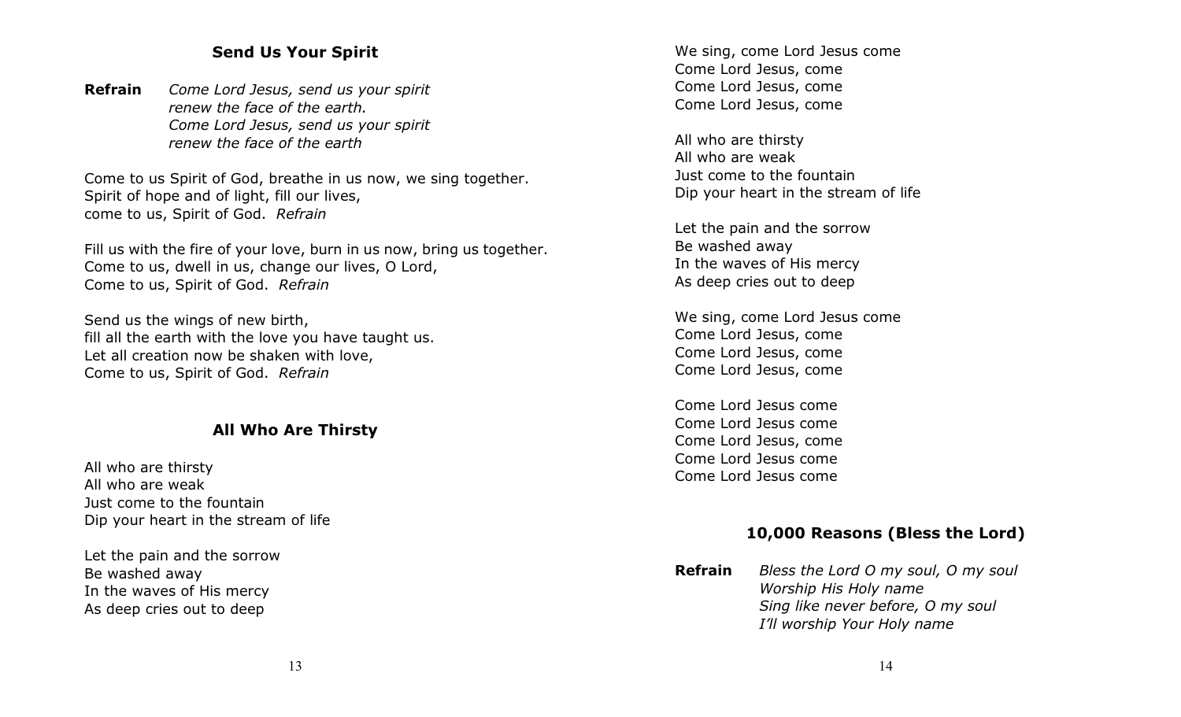## Send Us Your Spirit

**Refrain** *Come Lord Jesus, send us your spirit*
*renew the face of the earth.*
*Come Lord Jesus, send us your spirit*
*renew the face of the earth*

Come to us Spirit of God, breathe in us now, we sing together.
Spirit of hope and of light, fill our lives,
come to us, Spirit of God. *Refrain*

Fill us with the fire of your love, burn in us now, bring us together.
Come to us, dwell in us, change our lives, O Lord,
Come to us, Spirit of God. *Refrain*

Send us the wings of new birth,
fill all the earth with the love you have taught us.
Let all creation now be shaken with love,
Come to us, Spirit of God. *Refrain*

## All Who Are Thirsty

All who are thirsty
All who are weak
Just come to the fountain
Dip your heart in the stream of life

Let the pain and the sorrow
Be washed away
In the waves of His mercy
As deep cries out to deep

We sing, come Lord Jesus come
Come Lord Jesus, come
Come Lord Jesus, come
Come Lord Jesus, come

All who are thirsty
All who are weak
Just come to the fountain
Dip your heart in the stream of life

Let the pain and the sorrow
Be washed away
In the waves of His mercy
As deep cries out to deep

We sing, come Lord Jesus come
Come Lord Jesus, come
Come Lord Jesus, come
Come Lord Jesus, come

Come Lord Jesus come
Come Lord Jesus come
Come Lord Jesus, come
Come Lord Jesus come
Come Lord Jesus come

## 10,000 Reasons (Bless the Lord)

**Refrain** *Bless the Lord O my soul, O my soul*
*Worship His Holy name*
*Sing like never before, O my soul*
*I'll worship Your Holy name*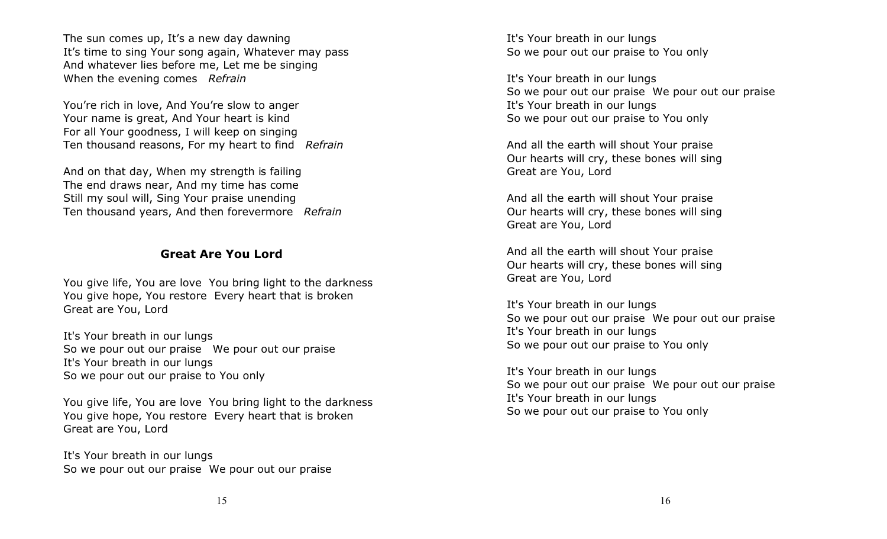The sun comes up, It's a new day dawning
It's time to sing Your song again, Whatever may pass
And whatever lies before me, Let me be singing
When the evening comes *Refrain*

You're rich in love, And You're slow to anger
Your name is great, And Your heart is kind
For all Your goodness, I will keep on singing
Ten thousand reasons, For my heart to find *Refrain*

And on that day, When my strength is failing
The end draws near, And my time has come
Still my soul will, Sing Your praise unending
Ten thousand years, And then forevermore *Refrain*

## Great Are You Lord

You give life, You are love You bring light to the darkness
You give hope, You restore Every heart that is broken
Great are You, Lord

It's Your breath in our lungs
So we pour out our praise We pour out our praise
It's Your breath in our lungs
So we pour out our praise to You only

You give life, You are love You bring light to the darkness
You give hope, You restore Every heart that is broken
Great are You, Lord

It's Your breath in our lungs
So we pour out our praise We pour out our praise
It's Your breath in our lungs
So we pour out our praise to You only

It's Your breath in our lungs
So we pour out our praise We pour out our praise
It's Your breath in our lungs
So we pour out our praise to You only

And all the earth will shout Your praise
Our hearts will cry, these bones will sing
Great are You, Lord

And all the earth will shout Your praise
Our hearts will cry, these bones will sing
Great are You, Lord

And all the earth will shout Your praise
Our hearts will cry, these bones will sing
Great are You, Lord

It's Your breath in our lungs
So we pour out our praise We pour out our praise
It's Your breath in our lungs
So we pour out our praise to You only

It's Your breath in our lungs
So we pour out our praise We pour out our praise
It's Your breath in our lungs
So we pour out our praise to You only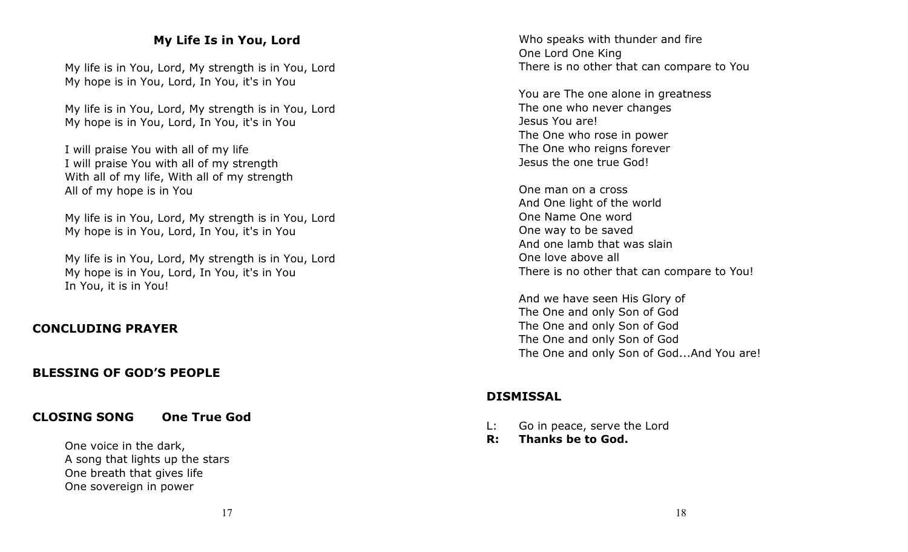## My Life Is in You, Lord

My life is in You, Lord, My strength is in You, Lord
My hope is in You, Lord, In You, it's in You

My life is in You, Lord, My strength is in You, Lord
My hope is in You, Lord, In You, it's in You

I will praise You with all of my life
I will praise You with all of my strength
With all of my life, With all of my strength
All of my hope is in You

My life is in You, Lord, My strength is in You, Lord
My hope is in You, Lord, In You, it's in You

My life is in You, Lord, My strength is in You, Lord
My hope is in You, Lord, In You, it's in You
In You, it is in You!

## CONCLUDING PRAYER

## BLESSING OF GOD'S PEOPLE

## CLOSING SONG One True God

One voice in the dark,
A song that lights up the stars
One breath that gives life
One sovereign in power
Who speaks with thunder and fire
One Lord One King
There is no other that can compare to You

You are The one alone in greatness
The one who never changes
Jesus You are!
The One who rose in power
The One who reigns forever
Jesus the one true God!

One man on a cross
And One light of the world
One Name One word
One way to be saved
And one lamb that was slain
One love above all
There is no other that can compare to You!

And we have seen His Glory of
The One and only Son of God
The One and only Son of God
The One and only Son of God
The One and only Son of God...And You are!

## DISMISSAL

L: Go in peace, serve the Lord
**R: Thanks be to God.**